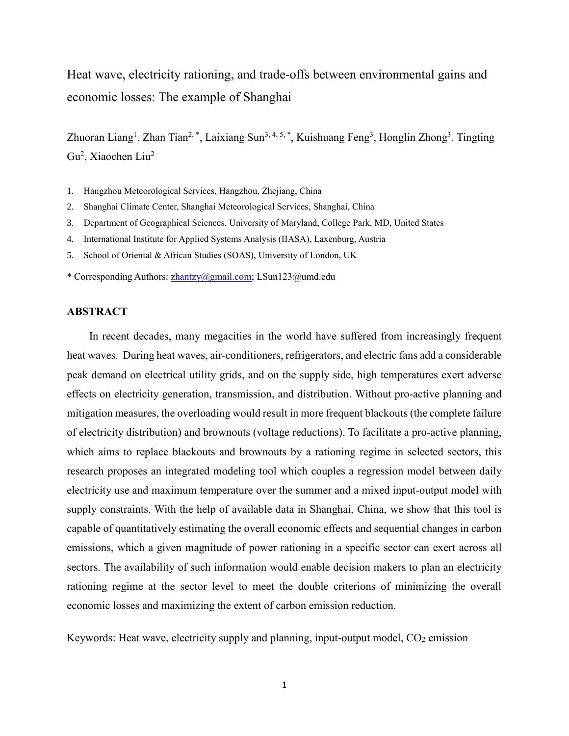# Heat wave, electricity rationing, and trade-offs between environmental gains and economic losses: The example of Shanghai

Zhuoran Liang[1], Zhan Tian[2, *], Laixiang Sun[3, 4, 5, *], Kuishuang Feng[3], Honglin Zhong[3], Tingting Gu[2], Xiaochen Liu[2]

1. Hangzhou Meteorological Services, Hangzhou, Zhejiang, China
2. Shanghai Climate Center, Shanghai Meteorological Services, Shanghai, China
3. Department of Geographical Sciences, University of Maryland, College Park, MD, United States
4. International Institute for Applied Systems Analysis (IIASA), Laxenburg, Austria
5. School of Oriental & African Studies (SOAS), University of London, UK

\* Corresponding Authors: zhantzy@gmail.com; LSun123@umd.edu

## ABSTRACT

In recent decades, many megacities in the world have suffered from increasingly frequent heat waves. During heat waves, air-conditioners, refrigerators, and electric fans add a considerable peak demand on electrical utility grids, and on the supply side, high temperatures exert adverse effects on electricity generation, transmission, and distribution. Without pro-active planning and mitigation measures, the overloading would result in more frequent blackouts (the complete failure of electricity distribution) and brownouts (voltage reductions). To facilitate a pro-active planning, which aims to replace blackouts and brownouts by a rationing regime in selected sectors, this research proposes an integrated modeling tool which couples a regression model between daily electricity use and maximum temperature over the summer and a mixed input-output model with supply constraints. With the help of available data in Shanghai, China, we show that this tool is capable of quantitatively estimating the overall economic effects and sequential changes in carbon emissions, which a given magnitude of power rationing in a specific sector can exert across all sectors. The availability of such information would enable decision makers to plan an electricity rationing regime at the sector level to meet the double criterions of minimizing the overall economic losses and maximizing the extent of carbon emission reduction.

Keywords: Heat wave, electricity supply and planning, input-output model, $CO_2$ emission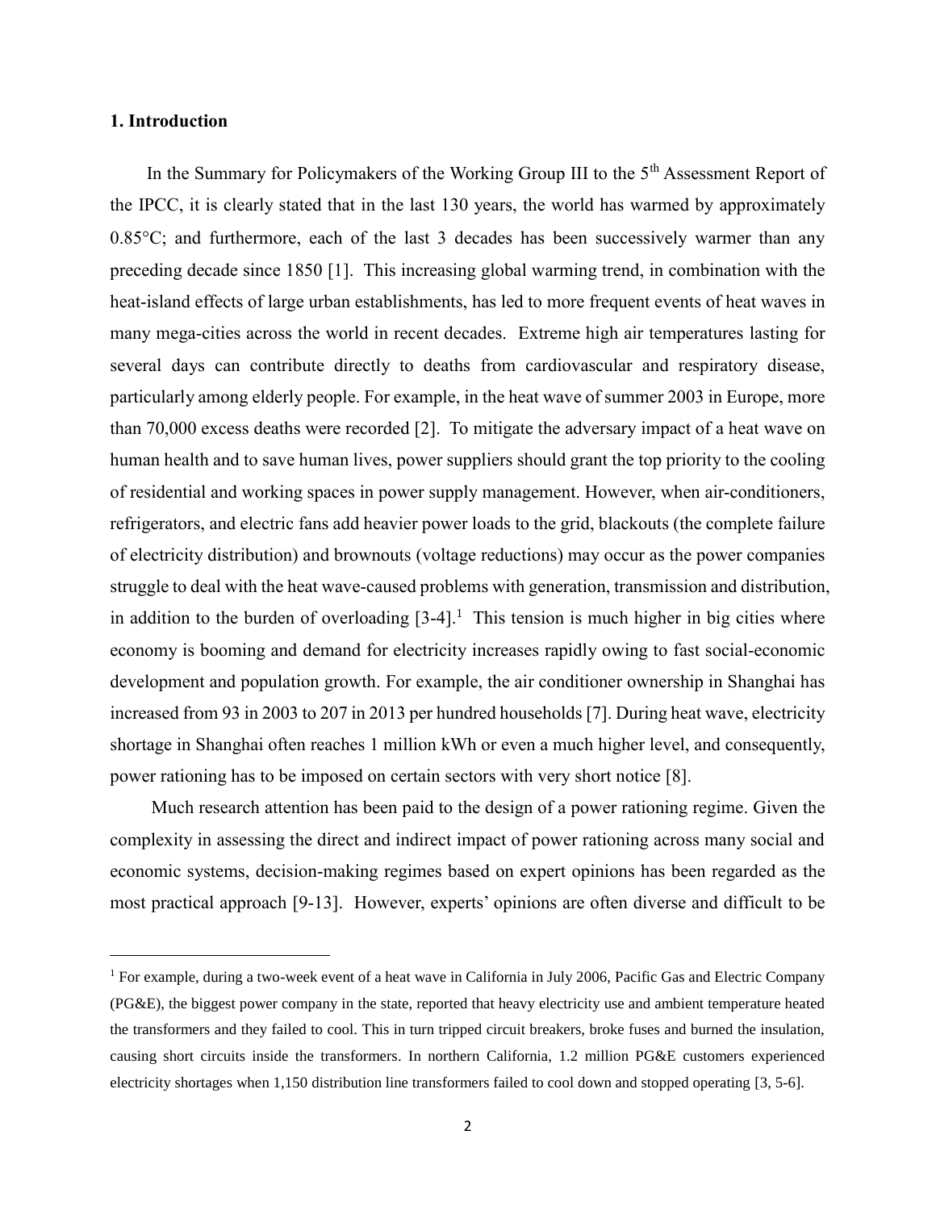## 1. Introduction

In the Summary for Policymakers of the Working Group III to the 5th Assessment Report of the IPCC, it is clearly stated that in the last 130 years, the world has warmed by approximately 0.85°C; and furthermore, each of the last 3 decades has been successively warmer than any preceding decade since 1850 [1]. This increasing global warming trend, in combination with the heat-island effects of large urban establishments, has led to more frequent events of heat waves in many mega-cities across the world in recent decades. Extreme high air temperatures lasting for several days can contribute directly to deaths from cardiovascular and respiratory disease, particularly among elderly people. For example, in the heat wave of summer 2003 in Europe, more than 70,000 excess deaths were recorded [2]. To mitigate the adversary impact of a heat wave on human health and to save human lives, power suppliers should grant the top priority to the cooling of residential and working spaces in power supply management. However, when air-conditioners, refrigerators, and electric fans add heavier power loads to the grid, blackouts (the complete failure of electricity distribution) and brownouts (voltage reductions) may occur as the power companies struggle to deal with the heat wave-caused problems with generation, transmission and distribution, in addition to the burden of overloading [3-4].[1] This tension is much higher in big cities where economy is booming and demand for electricity increases rapidly owing to fast social-economic development and population growth. For example, the air conditioner ownership in Shanghai has increased from 93 in 2003 to 207 in 2013 per hundred households [7]. During heat wave, electricity shortage in Shanghai often reaches 1 million kWh or even a much higher level, and consequently, power rationing has to be imposed on certain sectors with very short notice [8].

Much research attention has been paid to the design of a power rationing regime. Given the complexity in assessing the direct and indirect impact of power rationing across many social and economic systems, decision-making regimes based on expert opinions has been regarded as the most practical approach [9-13]. However, experts' opinions are often diverse and difficult to be

---

[1] For example, during a two-week event of a heat wave in California in July 2006, Pacific Gas and Electric Company (PG&E), the biggest power company in the state, reported that heavy electricity use and ambient temperature heated the transformers and they failed to cool. This in turn tripped circuit breakers, broke fuses and burned the insulation, causing short circuits inside the transformers. In northern California, 1.2 million PG&E customers experienced electricity shortages when 1,150 distribution line transformers failed to cool down and stopped operating [3, 5-6].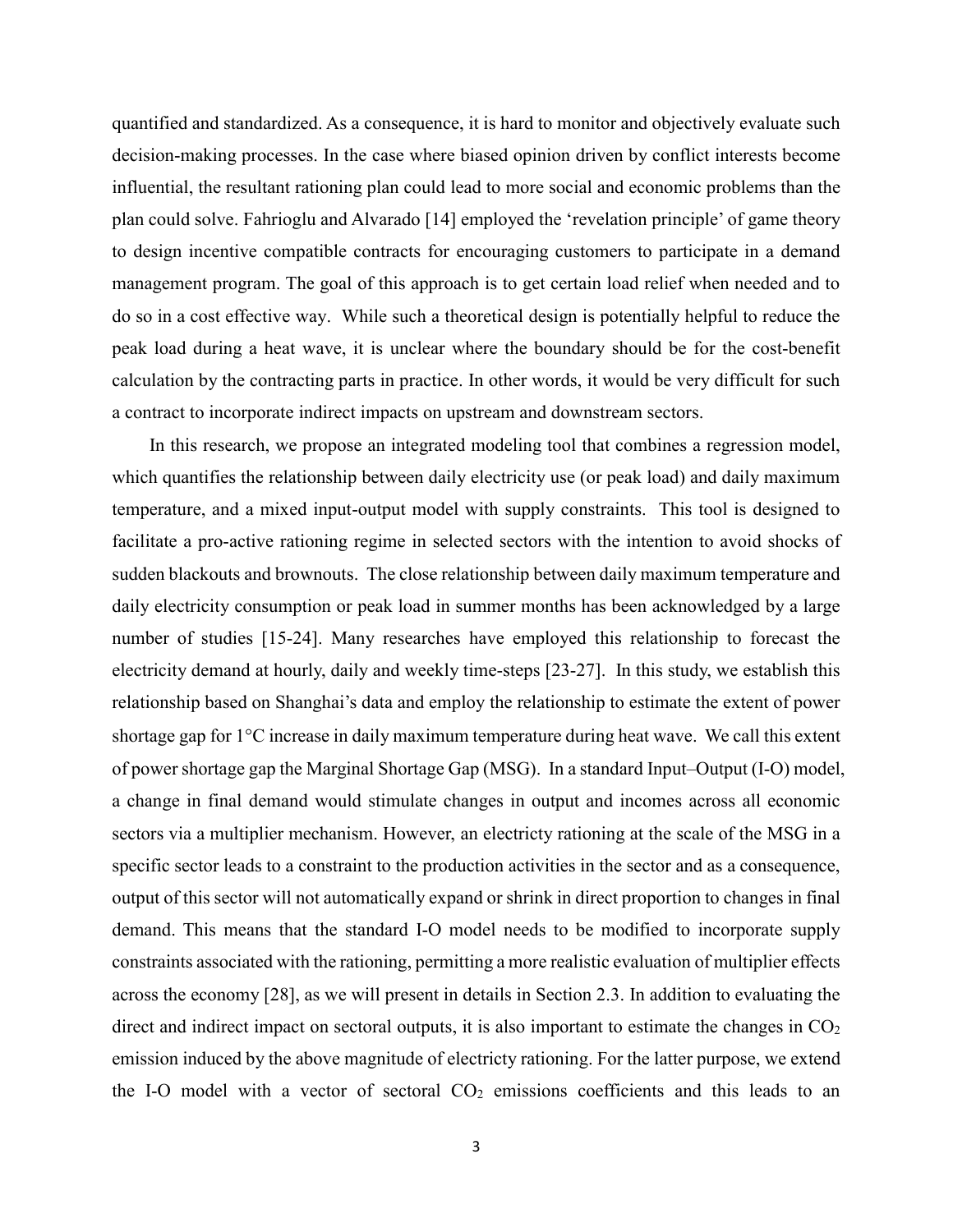quantified and standardized. As a consequence, it is hard to monitor and objectively evaluate such decision-making processes. In the case where biased opinion driven by conflict interests become influential, the resultant rationing plan could lead to more social and economic problems than the plan could solve. Fahrioglu and Alvarado [14] employed the 'revelation principle' of game theory to design incentive compatible contracts for encouraging customers to participate in a demand management program. The goal of this approach is to get certain load relief when needed and to do so in a cost effective way. While such a theoretical design is potentially helpful to reduce the peak load during a heat wave, it is unclear where the boundary should be for the cost-benefit calculation by the contracting parts in practice. In other words, it would be very difficult for such a contract to incorporate indirect impacts on upstream and downstream sectors.

In this research, we propose an integrated modeling tool that combines a regression model, which quantifies the relationship between daily electricity use (or peak load) and daily maximum temperature, and a mixed input-output model with supply constraints. This tool is designed to facilitate a pro-active rationing regime in selected sectors with the intention to avoid shocks of sudden blackouts and brownouts. The close relationship between daily maximum temperature and daily electricity consumption or peak load in summer months has been acknowledged by a large number of studies [15-24]. Many researches have employed this relationship to forecast the electricity demand at hourly, daily and weekly time-steps [23-27]. In this study, we establish this relationship based on Shanghai's data and employ the relationship to estimate the extent of power shortage gap for 1°C increase in daily maximum temperature during heat wave. We call this extent of power shortage gap the Marginal Shortage Gap (MSG). In a standard Input–Output (I-O) model, a change in final demand would stimulate changes in output and incomes across all economic sectors via a multiplier mechanism. However, an electricty rationing at the scale of the MSG in a specific sector leads to a constraint to the production activities in the sector and as a consequence, output of this sector will not automatically expand or shrink in direct proportion to changes in final demand. This means that the standard I-O model needs to be modified to incorporate supply constraints associated with the rationing, permitting a more realistic evaluation of multiplier effects across the economy [28], as we will present in details in Section 2.3. In addition to evaluating the direct and indirect impact on sectoral outputs, it is also important to estimate the changes in $CO_2$ emission induced by the above magnitude of electricty rationing. For the latter purpose, we extend the I-O model with a vector of sectoral $CO_2$ emissions coefficients and this leads to an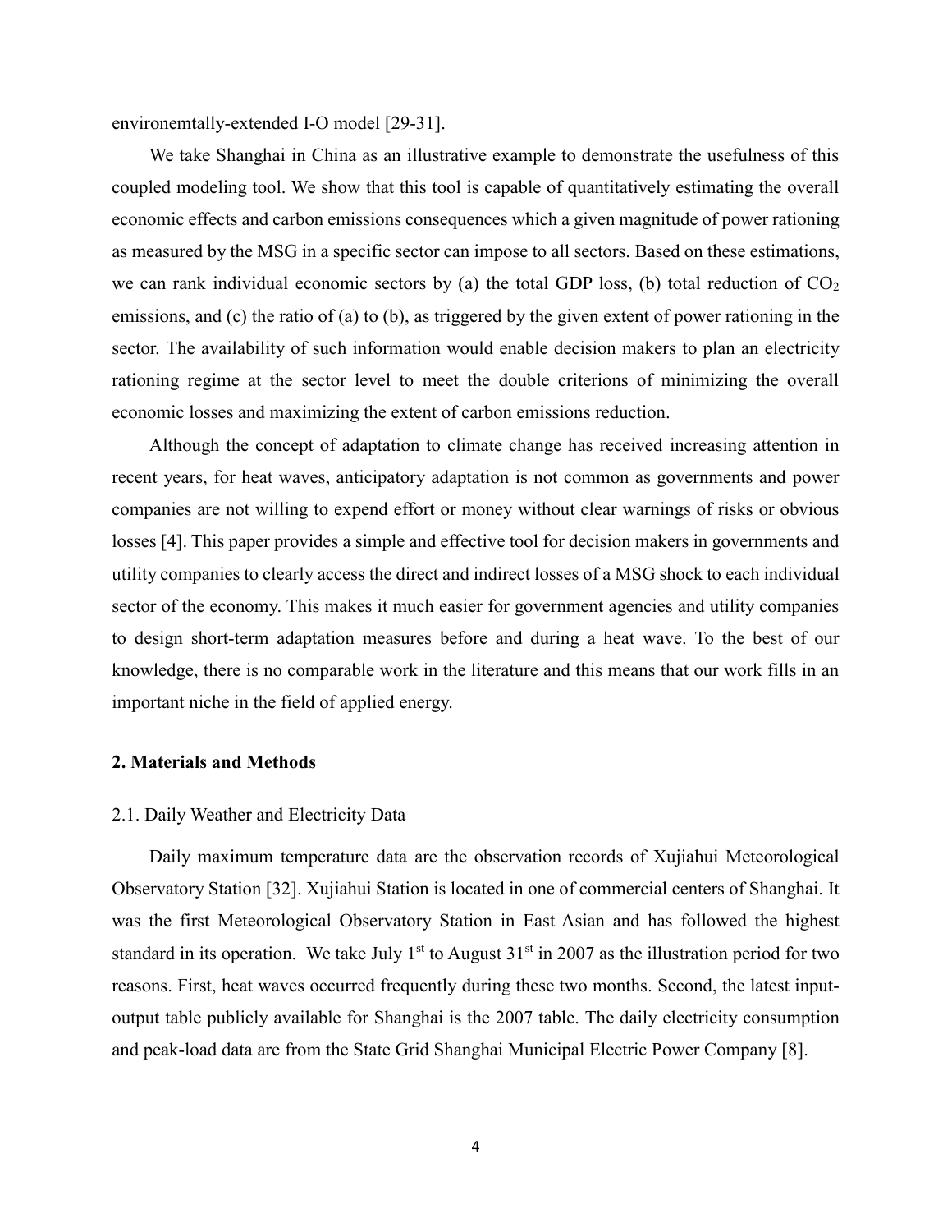environemtally-extended I-O model [29-31].

We take Shanghai in China as an illustrative example to demonstrate the usefulness of this coupled modeling tool. We show that this tool is capable of quantitatively estimating the overall economic effects and carbon emissions consequences which a given magnitude of power rationing as measured by the MSG in a specific sector can impose to all sectors. Based on these estimations, we can rank individual economic sectors by (a) the total GDP loss, (b) total reduction of $CO_2$ emissions, and (c) the ratio of (a) to (b), as triggered by the given extent of power rationing in the sector. The availability of such information would enable decision makers to plan an electricity rationing regime at the sector level to meet the double criterions of minimizing the overall economic losses and maximizing the extent of carbon emissions reduction.

Although the concept of adaptation to climate change has received increasing attention in recent years, for heat waves, anticipatory adaptation is not common as governments and power companies are not willing to expend effort or money without clear warnings of risks or obvious losses [4]. This paper provides a simple and effective tool for decision makers in governments and utility companies to clearly access the direct and indirect losses of a MSG shock to each individual sector of the economy. This makes it much easier for government agencies and utility companies to design short-term adaptation measures before and during a heat wave. To the best of our knowledge, there is no comparable work in the literature and this means that our work fills in an important niche in the field of applied energy.

## 2. Materials and Methods

### 2.1. Daily Weather and Electricity Data

Daily maximum temperature data are the observation records of Xujiahui Meteorological Observatory Station [32]. Xujiahui Station is located in one of commercial centers of Shanghai. It was the first Meteorological Observatory Station in East Asian and has followed the highest standard in its operation. We take July 1st to August 31st in 2007 as the illustration period for two reasons. First, heat waves occurred frequently during these two months. Second, the latest input-output table publicly available for Shanghai is the 2007 table. The daily electricity consumption and peak-load data are from the State Grid Shanghai Municipal Electric Power Company [8].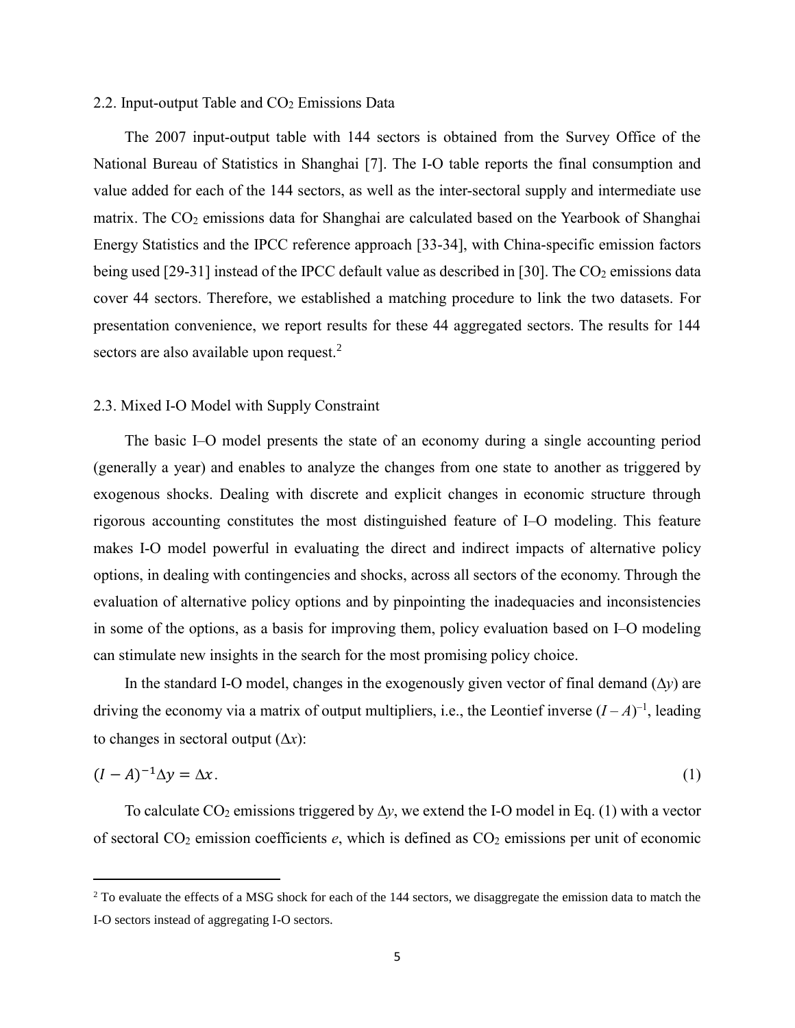### 2.2. Input-output Table and $CO_2$ Emissions Data

The 2007 input-output table with 144 sectors is obtained from the Survey Office of the National Bureau of Statistics in Shanghai [7]. The I-O table reports the final consumption and value added for each of the 144 sectors, as well as the inter-sectoral supply and intermediate use matrix. The $CO_2$ emissions data for Shanghai are calculated based on the Yearbook of Shanghai Energy Statistics and the IPCC reference approach [33-34], with China-specific emission factors being used [29-31] instead of the IPCC default value as described in [30]. The $CO_2$ emissions data cover 44 sectors. Therefore, we established a matching procedure to link the two datasets. For presentation convenience, we report results for these 44 aggregated sectors. The results for 144 sectors are also available upon request.[2]

### 2.3. Mixed I-O Model with Supply Constraint

The basic I–O model presents the state of an economy during a single accounting period (generally a year) and enables to analyze the changes from one state to another as triggered by exogenous shocks. Dealing with discrete and explicit changes in economic structure through rigorous accounting constitutes the most distinguished feature of I–O modeling. This feature makes I-O model powerful in evaluating the direct and indirect impacts of alternative policy options, in dealing with contingencies and shocks, across all sectors of the economy. Through the evaluation of alternative policy options and by pinpointing the inadequacies and inconsistencies in some of the options, as a basis for improving them, policy evaluation based on I–O modeling can stimulate new insights in the search for the most promising policy choice.

In the standard I-O model, changes in the exogenously given vector of final demand ($\Delta y$) are driving the economy via a matrix of output multipliers, i.e., the Leontief inverse $(I - A)^{-1}$, leading to changes in sectoral output ($\Delta x$):

$$(I - A)^{-1}\Delta y = \Delta x. \tag{1}$$

To calculate $CO_2$ emissions triggered by $\Delta y$, we extend the I-O model in Eq. (1) with a vector of sectoral $CO_2$ emission coefficients $e$, which is defined as $CO_2$ emissions per unit of economic

---

[2] To evaluate the effects of a MSG shock for each of the 144 sectors, we disaggregate the emission data to match the I-O sectors instead of aggregating I-O sectors.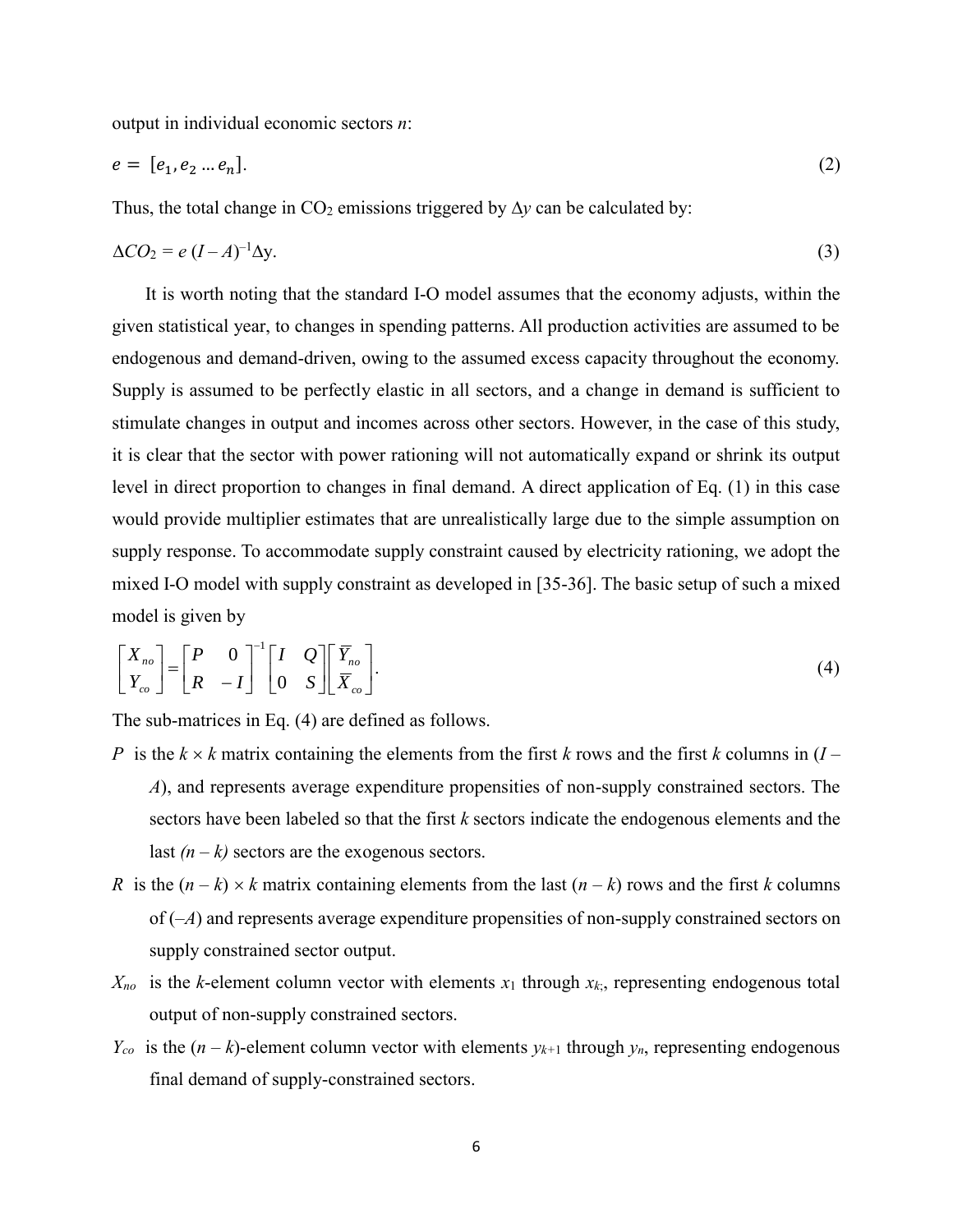output in individual economic sectors $n$:

$$e = [e_1, e_2 \dots e_n]. \tag{2}$$

Thus, the total change in $CO_2$ emissions triggered by $\Delta y$ can be calculated by:

$$\Delta CO_2 = e\,(I - A)^{-1}\Delta y. \tag{3}$$

It is worth noting that the standard I-O model assumes that the economy adjusts, within the given statistical year, to changes in spending patterns. All production activities are assumed to be endogenous and demand-driven, owing to the assumed excess capacity throughout the economy. Supply is assumed to be perfectly elastic in all sectors, and a change in demand is sufficient to stimulate changes in output and incomes across other sectors. However, in the case of this study, it is clear that the sector with power rationing will not automatically expand or shrink its output level in direct proportion to changes in final demand. A direct application of Eq. (1) in this case would provide multiplier estimates that are unrealistically large due to the simple assumption on supply response. To accommodate supply constraint caused by electricity rationing, we adopt the mixed I-O model with supply constraint as developed in [35-36]. The basic setup of such a mixed model is given by

$$\begin{bmatrix} X_{no} \\ Y_{co} \end{bmatrix} = \begin{bmatrix} P & 0 \\ R & -I \end{bmatrix}^{-1} \begin{bmatrix} I & Q \\ 0 & S \end{bmatrix} \begin{bmatrix} \overline{Y}_{no} \\ \overline{X}_{co} \end{bmatrix}. \tag{4}$$

The sub-matrices in Eq. (4) are defined as follows.

- $P$ is the $k \times k$ matrix containing the elements from the first $k$ rows and the first $k$ columns in $(I - A)$, and represents average expenditure propensities of non-supply constrained sectors. The sectors have been labeled so that the first $k$ sectors indicate the endogenous elements and the last $(n - k)$ sectors are the exogenous sectors.
- $R$ is the $(n - k) \times k$ matrix containing elements from the last $(n - k)$ rows and the first $k$ columns of $(-A)$ and represents average expenditure propensities of non-supply constrained sectors on supply constrained sector output.
- $X_{no}$ is the $k$-element column vector with elements $x_1$ through $x_k$, representing endogenous total output of non-supply constrained sectors.
- $Y_{co}$ is the $(n - k)$-element column vector with elements $y_{k+1}$ through $y_n$, representing endogenous final demand of supply-constrained sectors.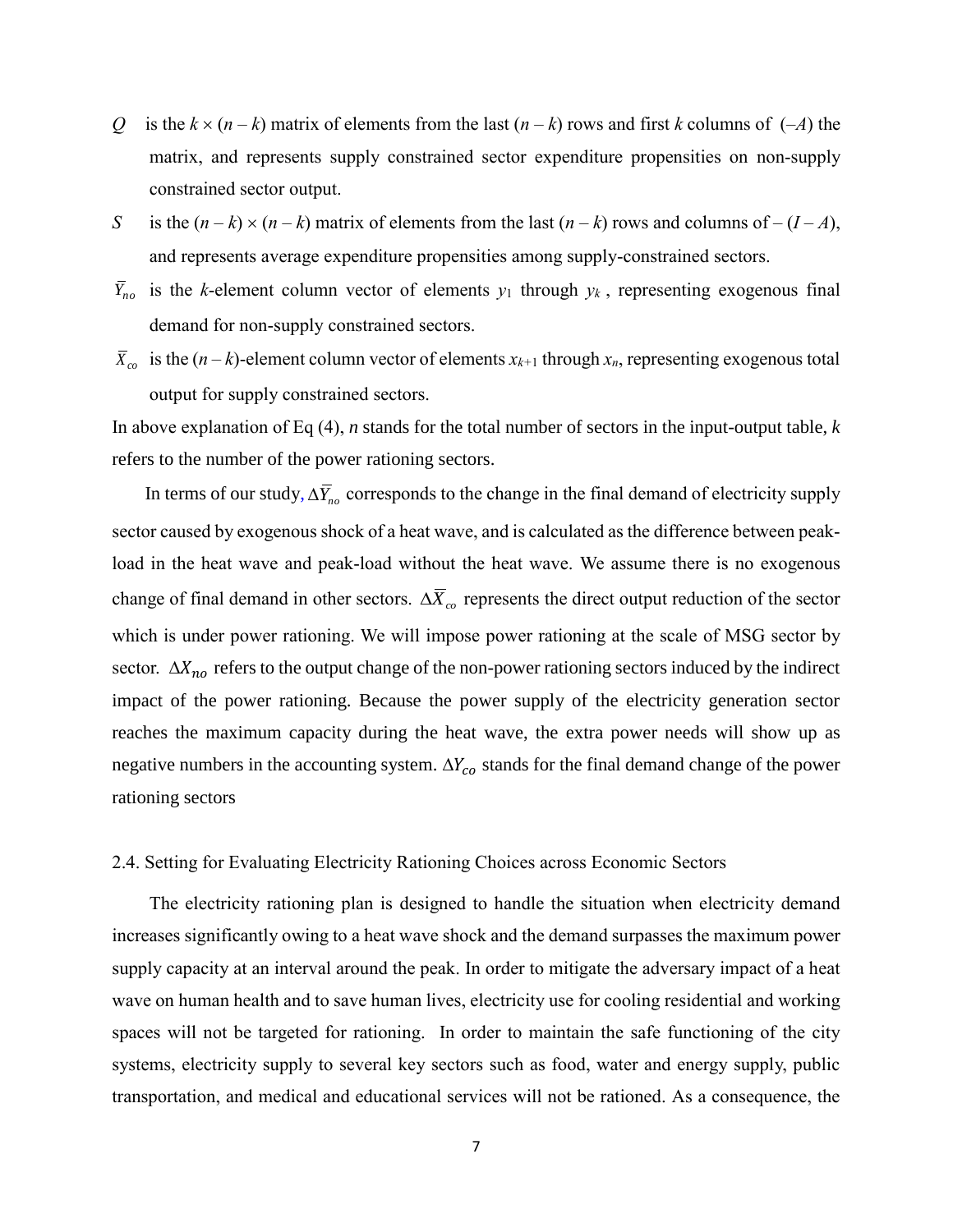$Q$ is the $k \times (n - k)$ matrix of elements from the last $(n - k)$ rows and first $k$ columns of $(-A)$ the matrix, and represents supply constrained sector expenditure propensities on non-supply constrained sector output.

$S$ is the $(n - k) \times (n - k)$ matrix of elements from the last $(n - k)$ rows and columns of $-(I - A)$, and represents average expenditure propensities among supply-constrained sectors.

$\bar{Y}_{no}$ is the $k$-element column vector of elements $y_1$ through $y_k$, representing exogenous final demand for non-supply constrained sectors.

$\bar{X}_{co}$ is the $(n - k)$-element column vector of elements $x_{k+1}$ through $x_n$, representing exogenous total output for supply constrained sectors.

In above explanation of Eq (4), $n$ stands for the total number of sectors in the input-output table, $k$ refers to the number of the power rationing sectors.

In terms of our study, $\Delta\bar{Y}_{no}$ corresponds to the change in the final demand of electricity supply sector caused by exogenous shock of a heat wave, and is calculated as the difference between peak-load in the heat wave and peak-load without the heat wave. We assume there is no exogenous change of final demand in other sectors. $\Delta\bar{X}_{co}$ represents the direct output reduction of the sector which is under power rationing. We will impose power rationing at the scale of MSG sector by sector. $\Delta X_{no}$ refers to the output change of the non-power rationing sectors induced by the indirect impact of the power rationing. Because the power supply of the electricity generation sector reaches the maximum capacity during the heat wave, the extra power needs will show up as negative numbers in the accounting system. $\Delta Y_{co}$ stands for the final demand change of the power rationing sectors

## 2.4. Setting for Evaluating Electricity Rationing Choices across Economic Sectors

The electricity rationing plan is designed to handle the situation when electricity demand increases significantly owing to a heat wave shock and the demand surpasses the maximum power supply capacity at an interval around the peak. In order to mitigate the adversary impact of a heat wave on human health and to save human lives, electricity use for cooling residential and working spaces will not be targeted for rationing. In order to maintain the safe functioning of the city systems, electricity supply to several key sectors such as food, water and energy supply, public transportation, and medical and educational services will not be rationed. As a consequence, the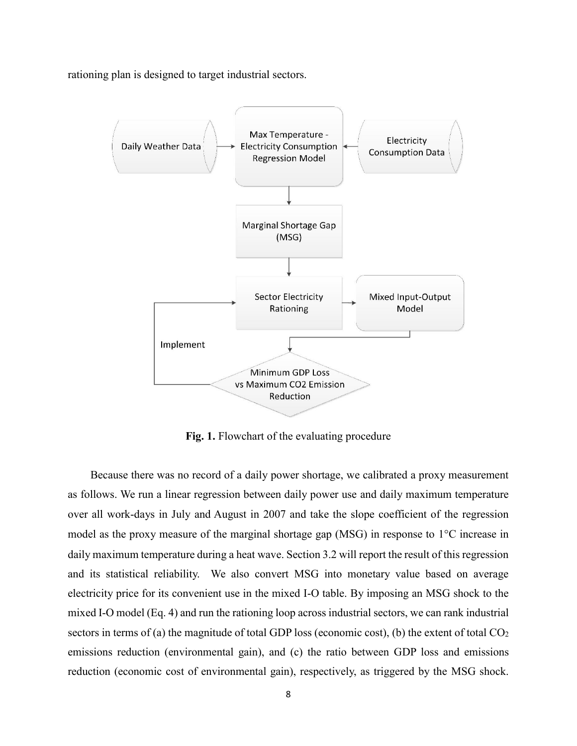rationing plan is designed to target industrial sectors.

**Fig. 1.** Flowchart of the evaluating procedure

Because there was no record of a daily power shortage, we calibrated a proxy measurement as follows. We run a linear regression between daily power use and daily maximum temperature over all work-days in July and August in 2007 and take the slope coefficient of the regression model as the proxy measure of the marginal shortage gap (MSG) in response to 1°C increase in daily maximum temperature during a heat wave. Section 3.2 will report the result of this regression and its statistical reliability. We also convert MSG into monetary value based on average electricity price for its convenient use in the mixed I-O table. By imposing an MSG shock to the mixed I-O model (Eq. 4) and run the rationing loop across industrial sectors, we can rank industrial sectors in terms of (a) the magnitude of total GDP loss (economic cost), (b) the extent of total $CO_2$ emissions reduction (environmental gain), and (c) the ratio between GDP loss and emissions reduction (economic cost of environmental gain), respectively, as triggered by the MSG shock.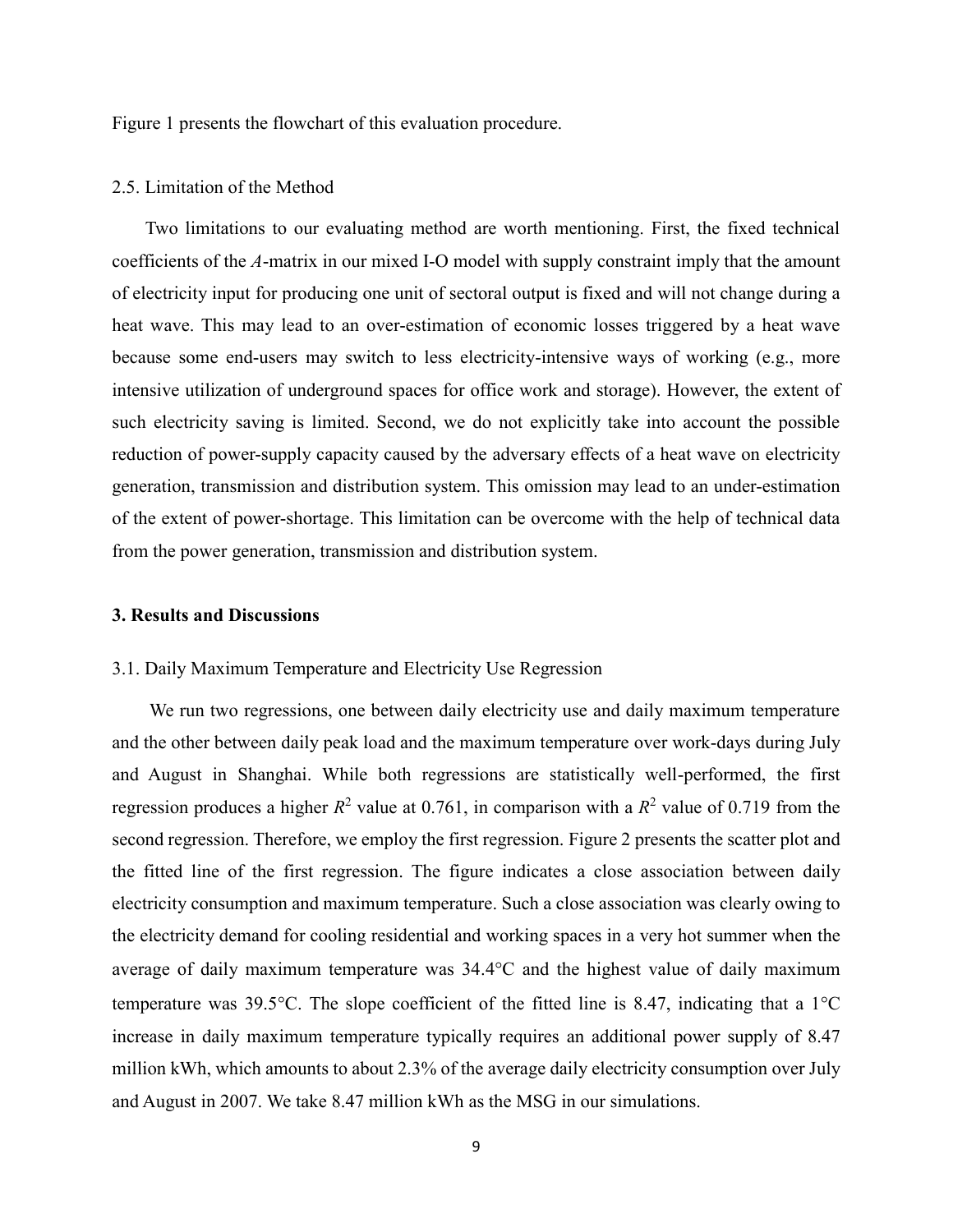Figure 1 presents the flowchart of this evaluation procedure.

### 2.5. Limitation of the Method

Two limitations to our evaluating method are worth mentioning. First, the fixed technical coefficients of the *A*-matrix in our mixed I-O model with supply constraint imply that the amount of electricity input for producing one unit of sectoral output is fixed and will not change during a heat wave. This may lead to an over-estimation of economic losses triggered by a heat wave because some end-users may switch to less electricity-intensive ways of working (e.g., more intensive utilization of underground spaces for office work and storage). However, the extent of such electricity saving is limited. Second, we do not explicitly take into account the possible reduction of power-supply capacity caused by the adversary effects of a heat wave on electricity generation, transmission and distribution system. This omission may lead to an under-estimation of the extent of power-shortage. This limitation can be overcome with the help of technical data from the power generation, transmission and distribution system.

## 3. Results and Discussions

### 3.1. Daily Maximum Temperature and Electricity Use Regression

We run two regressions, one between daily electricity use and daily maximum temperature and the other between daily peak load and the maximum temperature over work-days during July and August in Shanghai. While both regressions are statistically well-performed, the first regression produces a higher $R^2$ value at 0.761, in comparison with a $R^2$ value of 0.719 from the second regression. Therefore, we employ the first regression. Figure 2 presents the scatter plot and the fitted line of the first regression. The figure indicates a close association between daily electricity consumption and maximum temperature. Such a close association was clearly owing to the electricity demand for cooling residential and working spaces in a very hot summer when the average of daily maximum temperature was 34.4°C and the highest value of daily maximum temperature was 39.5°C. The slope coefficient of the fitted line is 8.47, indicating that a 1°C increase in daily maximum temperature typically requires an additional power supply of 8.47 million kWh, which amounts to about 2.3% of the average daily electricity consumption over July and August in 2007. We take 8.47 million kWh as the MSG in our simulations.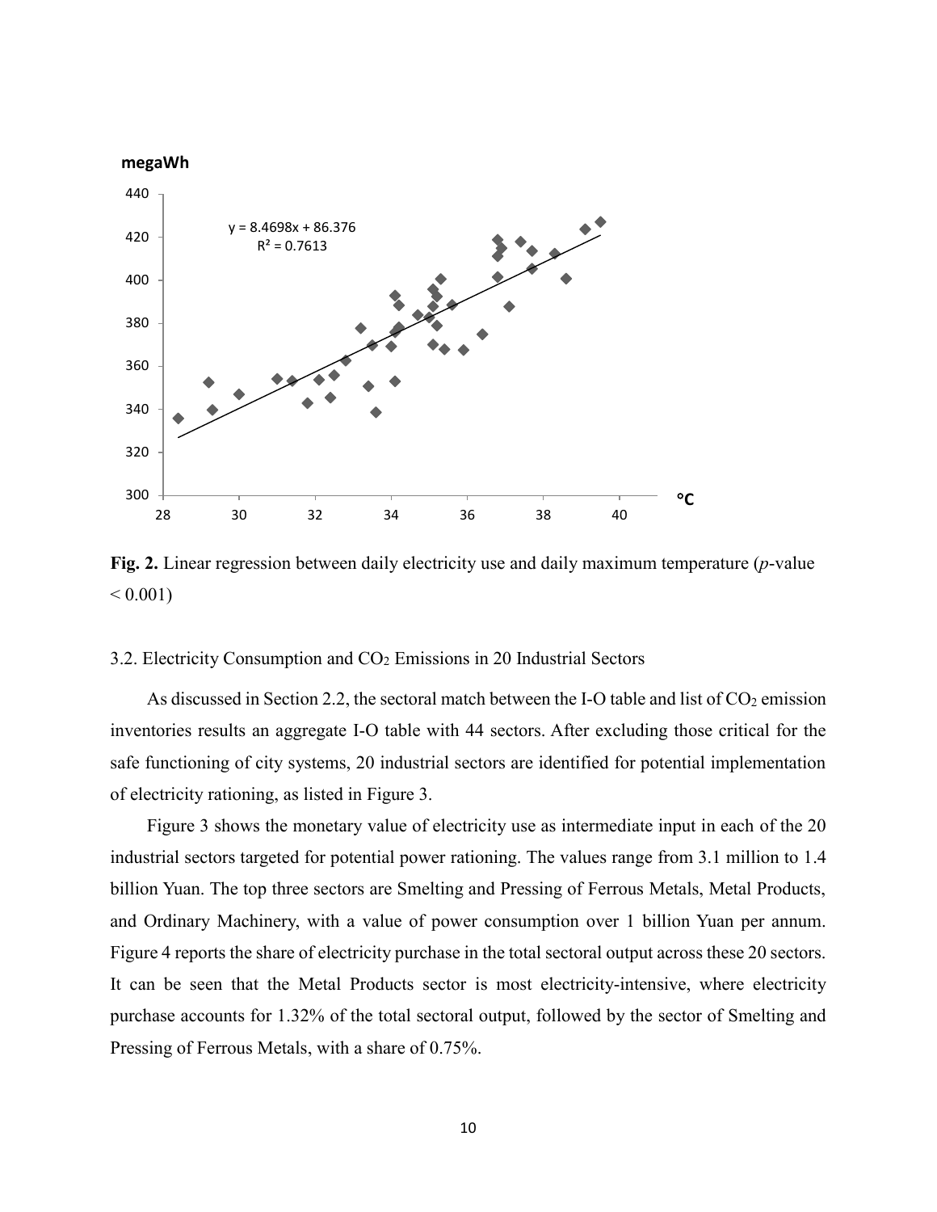**Fig. 2.** Linear regression between daily electricity use and daily maximum temperature (*p*-value $< 0.001$)

3.2. Electricity Consumption and $CO_2$ Emissions in 20 Industrial Sectors

As discussed in Section 2.2, the sectoral match between the I-O table and list of $CO_2$ emission inventories results an aggregate I-O table with 44 sectors. After excluding those critical for the safe functioning of city systems, 20 industrial sectors are identified for potential implementation of electricity rationing, as listed in Figure 3.

Figure 3 shows the monetary value of electricity use as intermediate input in each of the 20 industrial sectors targeted for potential power rationing. The values range from 3.1 million to 1.4 billion Yuan. The top three sectors are Smelting and Pressing of Ferrous Metals, Metal Products, and Ordinary Machinery, with a value of power consumption over 1 billion Yuan per annum. Figure 4 reports the share of electricity purchase in the total sectoral output across these 20 sectors. It can be seen that the Metal Products sector is most electricity-intensive, where electricity purchase accounts for 1.32% of the total sectoral output, followed by the sector of Smelting and Pressing of Ferrous Metals, with a share of 0.75%.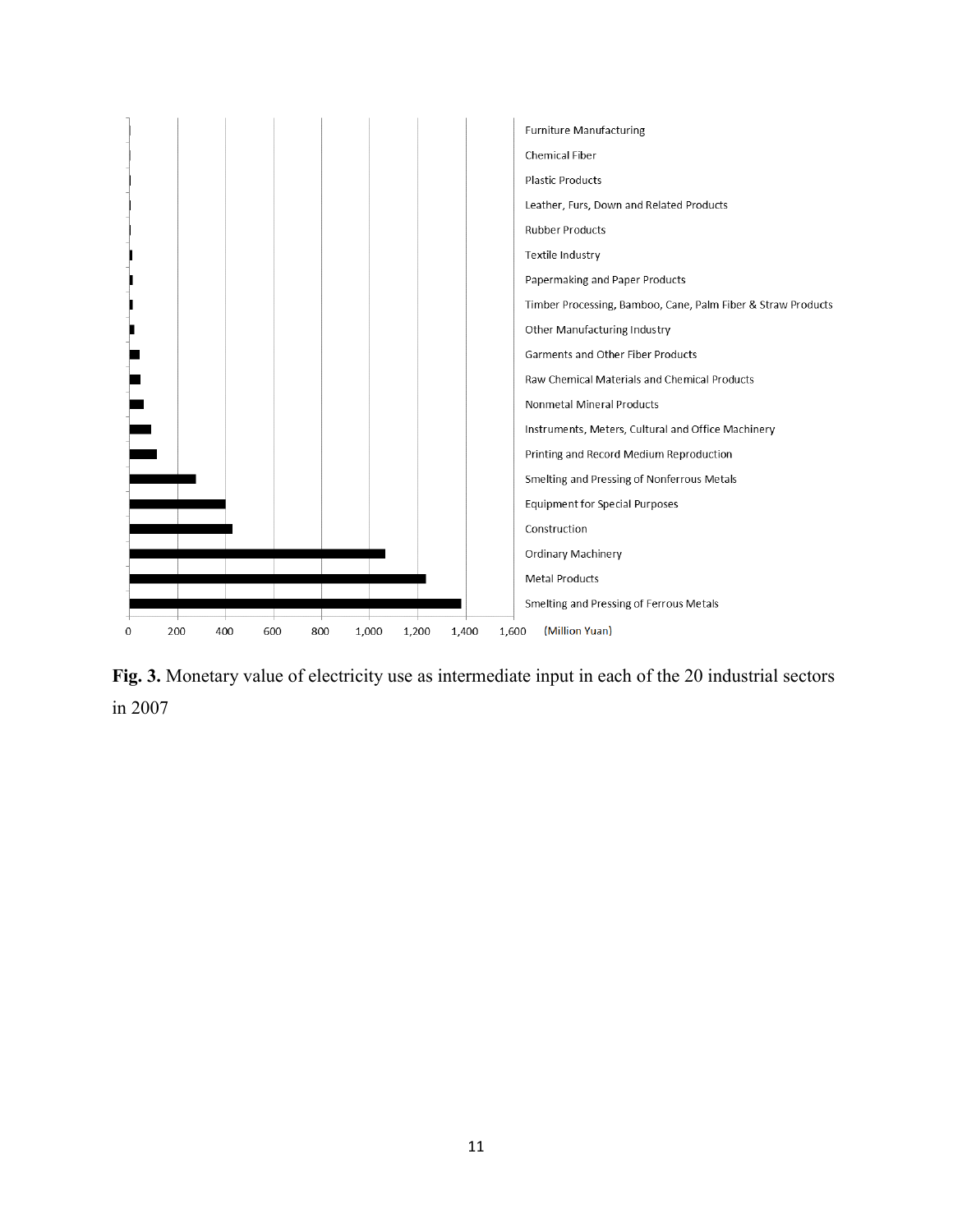**Fig. 3.** Monetary value of electricity use as intermediate input in each of the 20 industrial sectors in 2007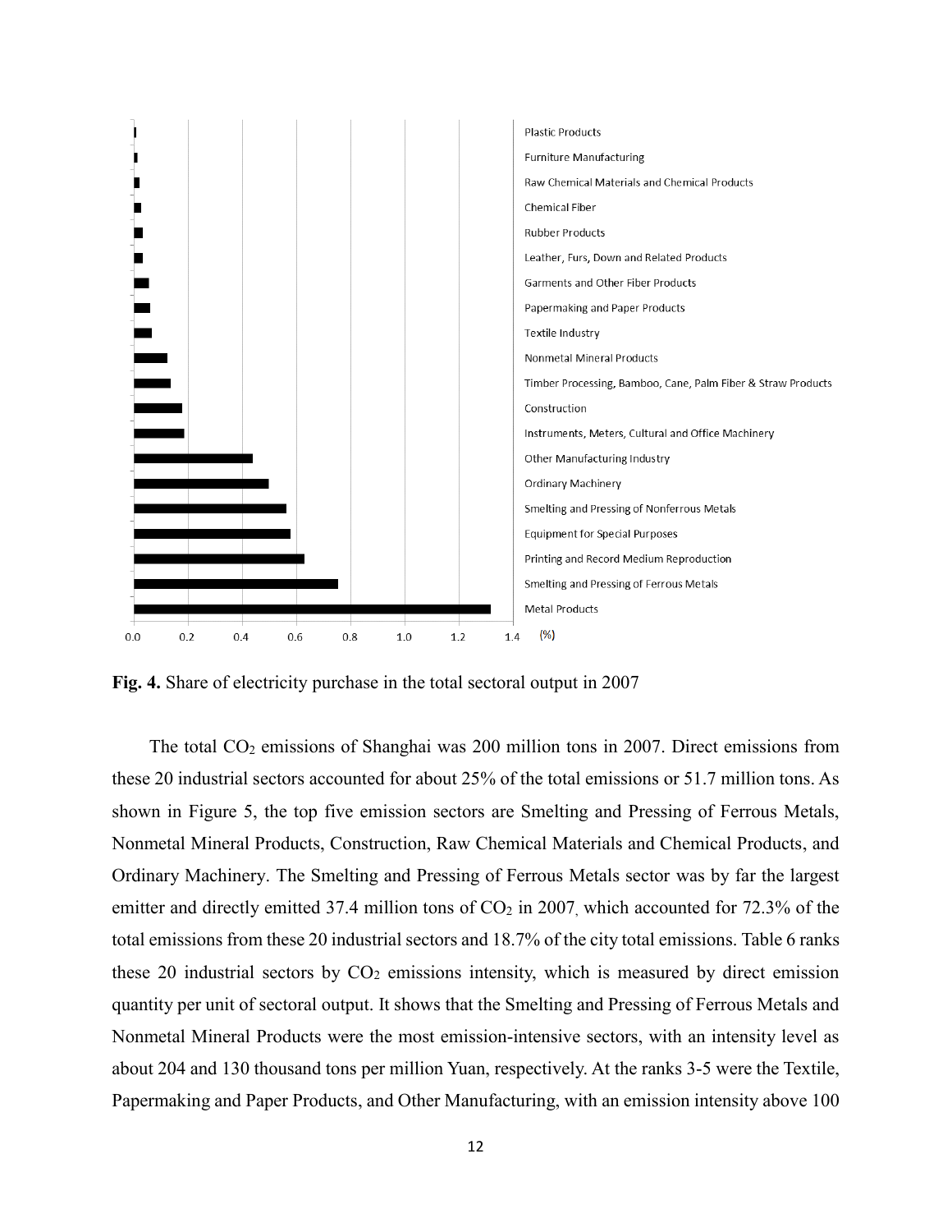**Fig. 4.** Share of electricity purchase in the total sectoral output in 2007

The total $CO_2$ emissions of Shanghai was 200 million tons in 2007. Direct emissions from these 20 industrial sectors accounted for about 25% of the total emissions or 51.7 million tons. As shown in Figure 5, the top five emission sectors are Smelting and Pressing of Ferrous Metals, Nonmetal Mineral Products, Construction, Raw Chemical Materials and Chemical Products, and Ordinary Machinery. The Smelting and Pressing of Ferrous Metals sector was by far the largest emitter and directly emitted 37.4 million tons of $CO_2$ in 2007, which accounted for 72.3% of the total emissions from these 20 industrial sectors and 18.7% of the city total emissions. Table 6 ranks these 20 industrial sectors by $CO_2$ emissions intensity, which is measured by direct emission quantity per unit of sectoral output. It shows that the Smelting and Pressing of Ferrous Metals and Nonmetal Mineral Products were the most emission-intensive sectors, with an intensity level as about 204 and 130 thousand tons per million Yuan, respectively. At the ranks 3-5 were the Textile, Papermaking and Paper Products, and Other Manufacturing, with an emission intensity above 100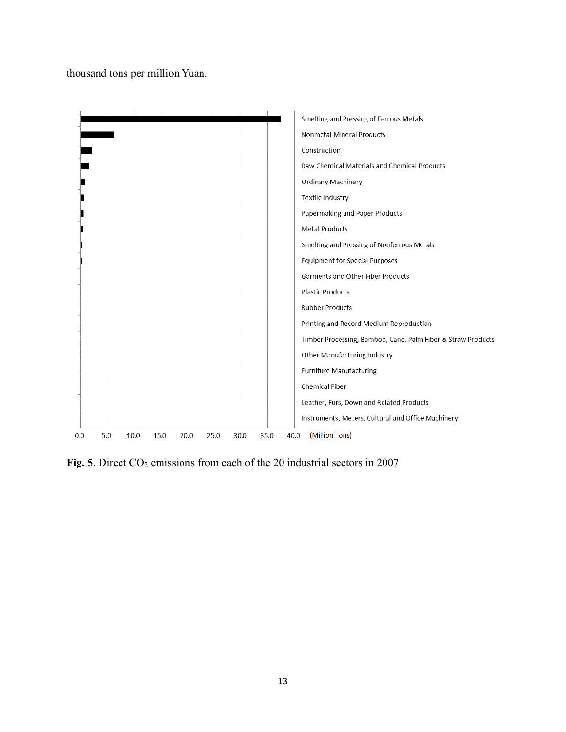thousand tons per million Yuan.

Fig. 5. Direct $CO_2$ emissions from each of the 20 industrial sectors in 2007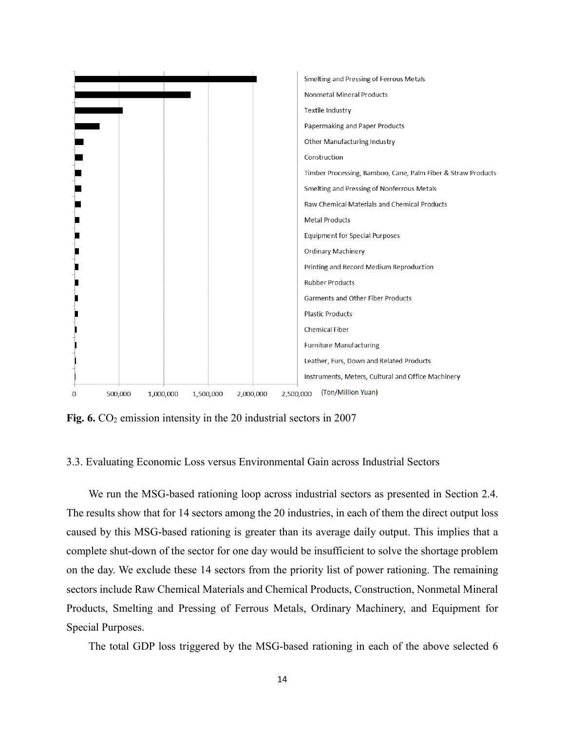Fig. 6. $CO_2$ emission intensity in the 20 industrial sectors in 2007

3.3. Evaluating Economic Loss versus Environmental Gain across Industrial Sectors

We run the MSG-based rationing loop across industrial sectors as presented in Section 2.4. The results show that for 14 sectors among the 20 industries, in each of them the direct output loss caused by this MSG-based rationing is greater than its average daily output. This implies that a complete shut-down of the sector for one day would be insufficient to solve the shortage problem on the day. We exclude these 14 sectors from the priority list of power rationing. The remaining sectors include Raw Chemical Materials and Chemical Products, Construction, Nonmetal Mineral Products, Smelting and Pressing of Ferrous Metals, Ordinary Machinery, and Equipment for Special Purposes.

The total GDP loss triggered by the MSG-based rationing in each of the above selected 6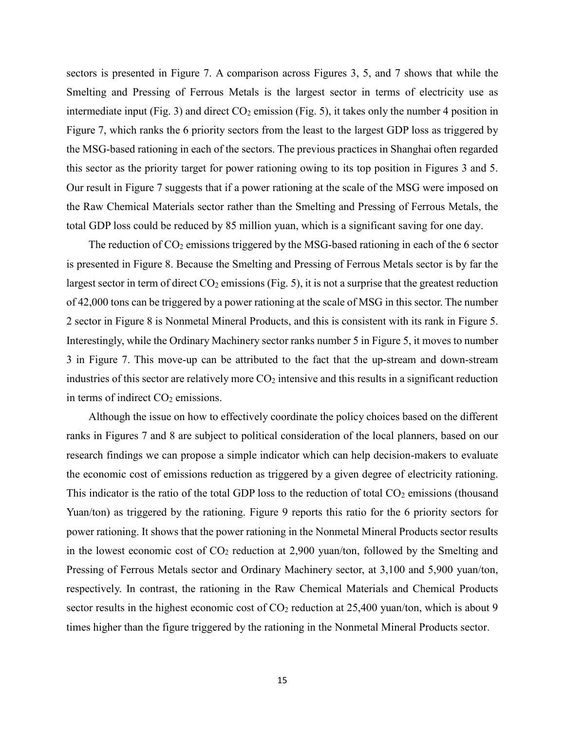sectors is presented in Figure 7. A comparison across Figures 3, 5, and 7 shows that while the Smelting and Pressing of Ferrous Metals is the largest sector in terms of electricity use as intermediate input (Fig. 3) and direct $CO_2$ emission (Fig. 5), it takes only the number 4 position in Figure 7, which ranks the 6 priority sectors from the least to the largest GDP loss as triggered by the MSG-based rationing in each of the sectors. The previous practices in Shanghai often regarded this sector as the priority target for power rationing owing to its top position in Figures 3 and 5. Our result in Figure 7 suggests that if a power rationing at the scale of the MSG were imposed on the Raw Chemical Materials sector rather than the Smelting and Pressing of Ferrous Metals, the total GDP loss could be reduced by 85 million yuan, which is a significant saving for one day.

The reduction of $CO_2$ emissions triggered by the MSG-based rationing in each of the 6 sector is presented in Figure 8. Because the Smelting and Pressing of Ferrous Metals sector is by far the largest sector in term of direct $CO_2$ emissions (Fig. 5), it is not a surprise that the greatest reduction of 42,000 tons can be triggered by a power rationing at the scale of MSG in this sector. The number 2 sector in Figure 8 is Nonmetal Mineral Products, and this is consistent with its rank in Figure 5. Interestingly, while the Ordinary Machinery sector ranks number 5 in Figure 5, it moves to number 3 in Figure 7. This move-up can be attributed to the fact that the up-stream and down-stream industries of this sector are relatively more $CO_2$ intensive and this results in a significant reduction in terms of indirect $CO_2$ emissions.

Although the issue on how to effectively coordinate the policy choices based on the different ranks in Figures 7 and 8 are subject to political consideration of the local planners, based on our research findings we can propose a simple indicator which can help decision-makers to evaluate the economic cost of emissions reduction as triggered by a given degree of electricity rationing. This indicator is the ratio of the total GDP loss to the reduction of total $CO_2$ emissions (thousand Yuan/ton) as triggered by the rationing. Figure 9 reports this ratio for the 6 priority sectors for power rationing. It shows that the power rationing in the Nonmetal Mineral Products sector results in the lowest economic cost of $CO_2$ reduction at 2,900 yuan/ton, followed by the Smelting and Pressing of Ferrous Metals sector and Ordinary Machinery sector, at 3,100 and 5,900 yuan/ton, respectively. In contrast, the rationing in the Raw Chemical Materials and Chemical Products sector results in the highest economic cost of $CO_2$ reduction at 25,400 yuan/ton, which is about 9 times higher than the figure triggered by the rationing in the Nonmetal Mineral Products sector.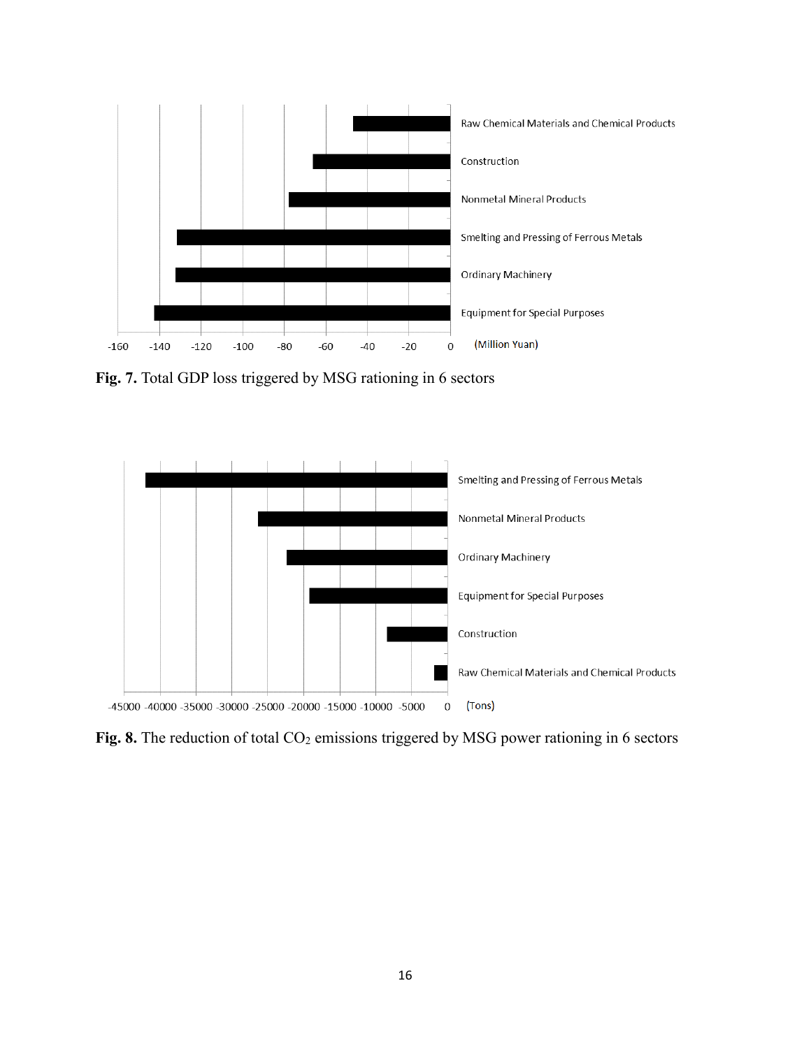**Fig. 7.** Total GDP loss triggered by MSG rationing in 6 sectors

**Fig. 8.** The reduction of total $CO_2$ emissions triggered by MSG power rationing in 6 sectors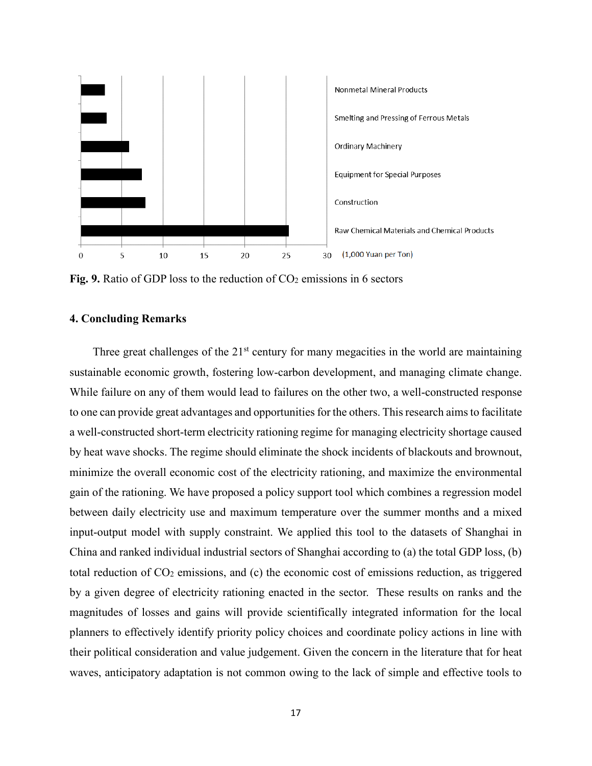Nonmetal Mineral Products

Smelting and Pressing of Ferrous Metals

Ordinary Machinery

Equipment for Special Purposes

Construction

Raw Chemical Materials and Chemical Products

0 5 10 15 20 25 30 (1,000 Yuan per Ton)

**Fig. 9.** Ratio of GDP loss to the reduction of $CO_2$ emissions in 6 sectors

## 4. Concluding Remarks

Three great challenges of the 21st century for many megacities in the world are maintaining sustainable economic growth, fostering low-carbon development, and managing climate change. While failure on any of them would lead to failures on the other two, a well-constructed response to one can provide great advantages and opportunities for the others. This research aims to facilitate a well-constructed short-term electricity rationing regime for managing electricity shortage caused by heat wave shocks. The regime should eliminate the shock incidents of blackouts and brownout, minimize the overall economic cost of the electricity rationing, and maximize the environmental gain of the rationing. We have proposed a policy support tool which combines a regression model between daily electricity use and maximum temperature over the summer months and a mixed input-output model with supply constraint. We applied this tool to the datasets of Shanghai in China and ranked individual industrial sectors of Shanghai according to (a) the total GDP loss, (b) total reduction of $CO_2$ emissions, and (c) the economic cost of emissions reduction, as triggered by a given degree of electricity rationing enacted in the sector. These results on ranks and the magnitudes of losses and gains will provide scientifically integrated information for the local planners to effectively identify priority policy choices and coordinate policy actions in line with their political consideration and value judgement. Given the concern in the literature that for heat waves, anticipatory adaptation is not common owing to the lack of simple and effective tools to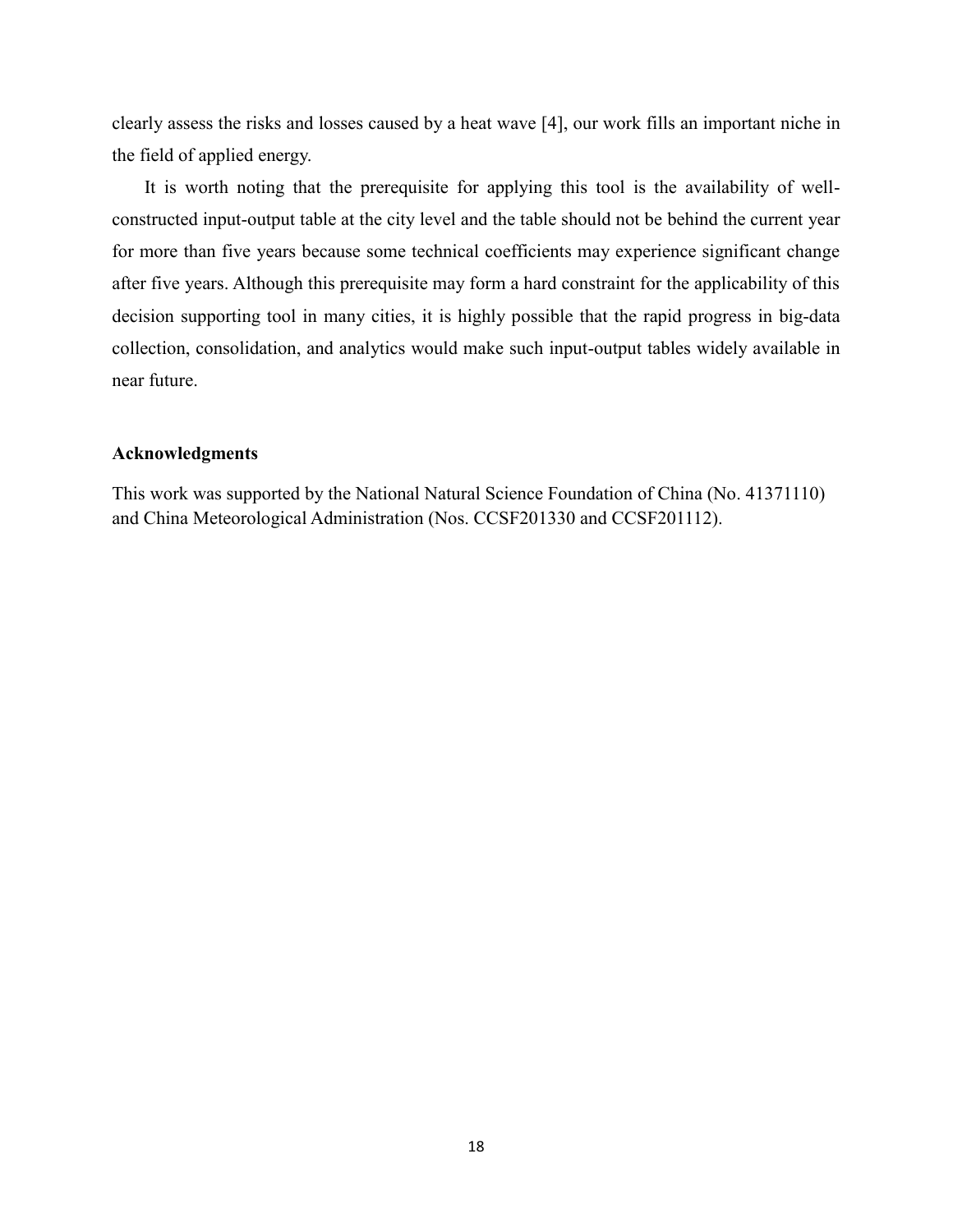clearly assess the risks and losses caused by a heat wave [4], our work fills an important niche in the field of applied energy.

It is worth noting that the prerequisite for applying this tool is the availability of well-constructed input-output table at the city level and the table should not be behind the current year for more than five years because some technical coefficients may experience significant change after five years. Although this prerequisite may form a hard constraint for the applicability of this decision supporting tool in many cities, it is highly possible that the rapid progress in big-data collection, consolidation, and analytics would make such input-output tables widely available in near future.

## Acknowledgments

This work was supported by the National Natural Science Foundation of China (No. 41371110) and China Meteorological Administration (Nos. CCSF201330 and CCSF201112).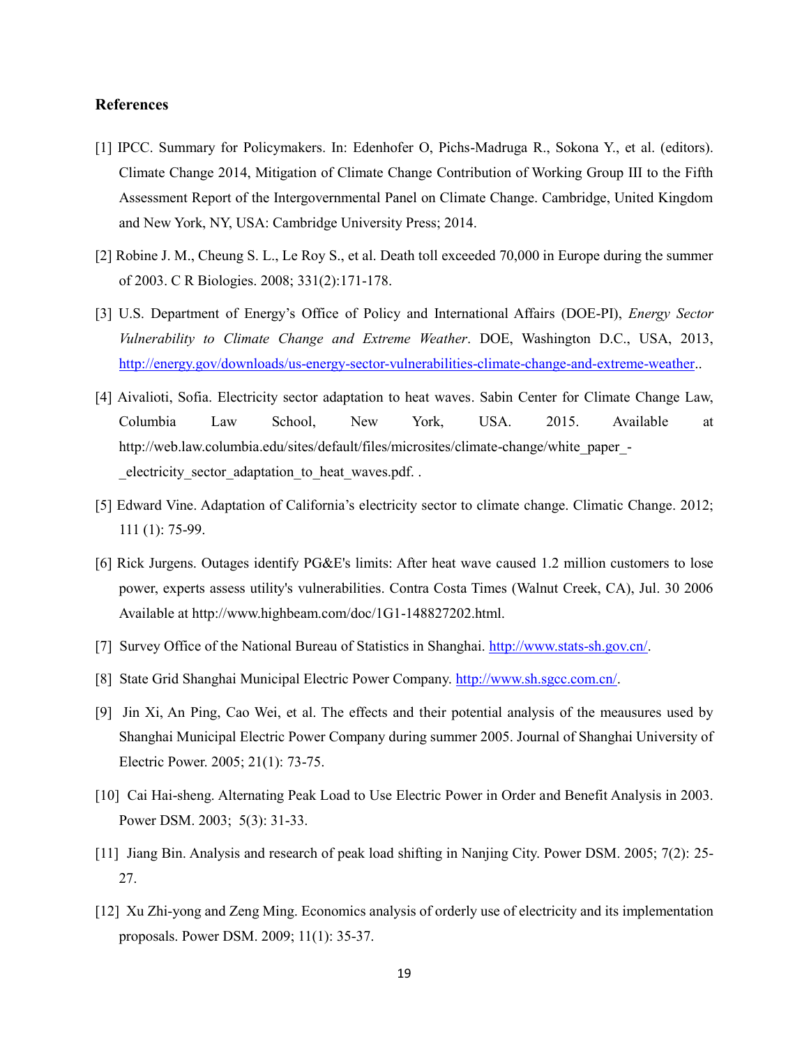## References

[1] IPCC. Summary for Policymakers. In: Edenhofer O, Pichs-Madruga R., Sokona Y., et al. (editors). Climate Change 2014, Mitigation of Climate Change Contribution of Working Group III to the Fifth Assessment Report of the Intergovernmental Panel on Climate Change. Cambridge, United Kingdom and New York, NY, USA: Cambridge University Press; 2014.

[2] Robine J. M., Cheung S. L., Le Roy S., et al. Death toll exceeded 70,000 in Europe during the summer of 2003. C R Biologies. 2008; 331(2):171-178.

[3] U.S. Department of Energy's Office of Policy and International Affairs (DOE-PI), *Energy Sector Vulnerability to Climate Change and Extreme Weather*. DOE, Washington D.C., USA, 2013, http://energy.gov/downloads/us-energy-sector-vulnerabilities-climate-change-and-extreme-weather..

[4] Aivalioti, Sofia. Electricity sector adaptation to heat waves. Sabin Center for Climate Change Law, Columbia Law School, New York, USA. 2015. Available at http://web.law.columbia.edu/sites/default/files/microsites/climate-change/white_paper_-_electricity_sector_adaptation_to_heat_waves.pdf. .

[5] Edward Vine. Adaptation of California's electricity sector to climate change. Climatic Change. 2012; 111 (1): 75-99.

[6] Rick Jurgens. Outages identify PG&E's limits: After heat wave caused 1.2 million customers to lose power, experts assess utility's vulnerabilities. Contra Costa Times (Walnut Creek, CA), Jul. 30 2006 Available at http://www.highbeam.com/doc/1G1-148827202.html.

[7] Survey Office of the National Bureau of Statistics in Shanghai. http://www.stats-sh.gov.cn/.

[8] State Grid Shanghai Municipal Electric Power Company. http://www.sh.sgcc.com.cn/.

[9] Jin Xi, An Ping, Cao Wei, et al. The effects and their potential analysis of the meausures used by Shanghai Municipal Electric Power Company during summer 2005. Journal of Shanghai University of Electric Power. 2005; 21(1): 73-75.

[10] Cai Hai-sheng. Alternating Peak Load to Use Electric Power in Order and Benefit Analysis in 2003. Power DSM. 2003; 5(3): 31-33.

[11] Jiang Bin. Analysis and research of peak load shifting in Nanjing City. Power DSM. 2005; 7(2): 25-27.

[12] Xu Zhi-yong and Zeng Ming. Economics analysis of orderly use of electricity and its implementation proposals. Power DSM. 2009; 11(1): 35-37.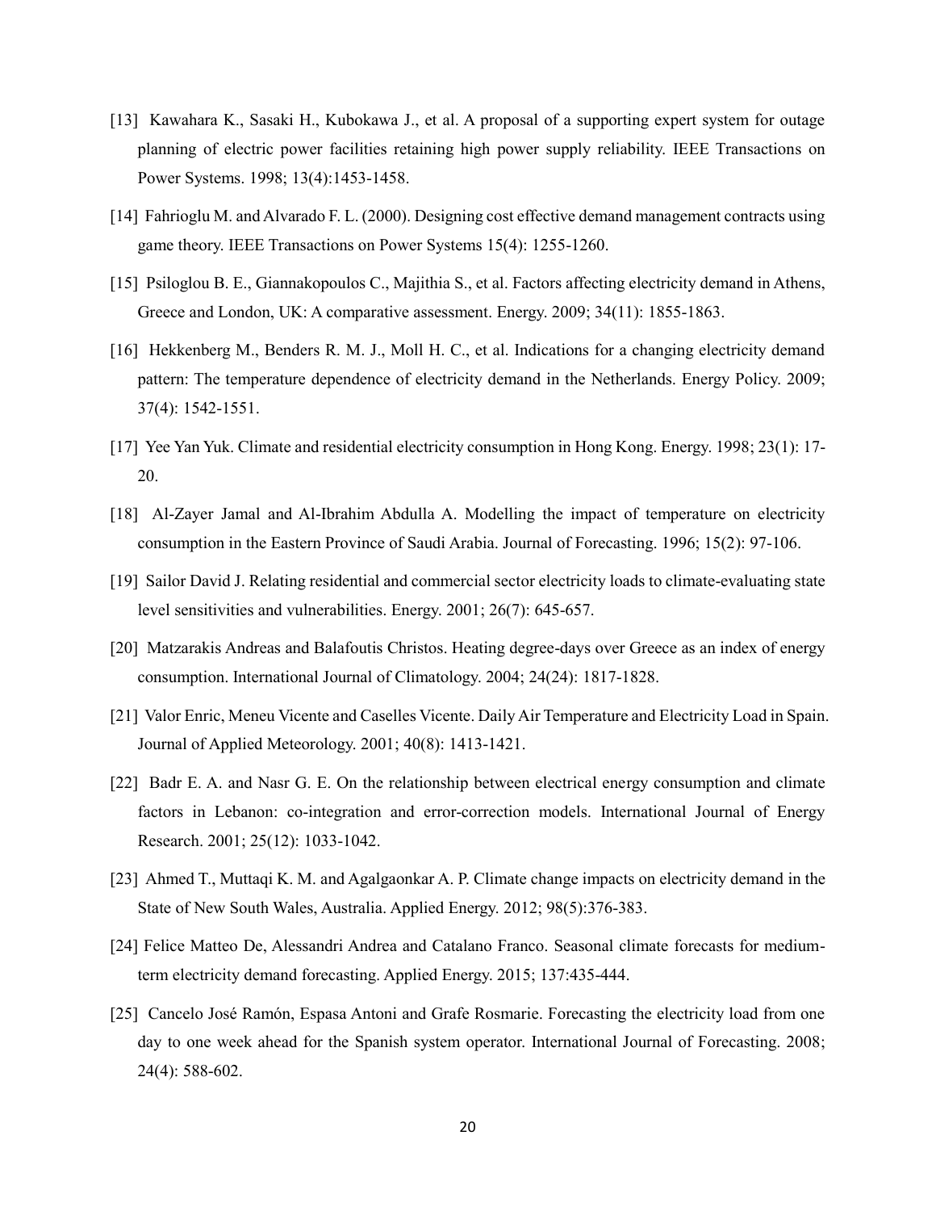[13] Kawahara K., Sasaki H., Kubokawa J., et al. A proposal of a supporting expert system for outage planning of electric power facilities retaining high power supply reliability. IEEE Transactions on Power Systems. 1998; 13(4):1453-1458.

[14] Fahrioglu M. and Alvarado F. L. (2000). Designing cost effective demand management contracts using game theory. IEEE Transactions on Power Systems 15(4): 1255-1260.

[15] Psiloglou B. E., Giannakopoulos C., Majithia S., et al. Factors affecting electricity demand in Athens, Greece and London, UK: A comparative assessment. Energy. 2009; 34(11): 1855-1863.

[16] Hekkenberg M., Benders R. M. J., Moll H. C., et al. Indications for a changing electricity demand pattern: The temperature dependence of electricity demand in the Netherlands. Energy Policy. 2009; 37(4): 1542-1551.

[17] Yee Yan Yuk. Climate and residential electricity consumption in Hong Kong. Energy. 1998; 23(1): 17-20.

[18] Al-Zayer Jamal and Al-Ibrahim Abdulla A. Modelling the impact of temperature on electricity consumption in the Eastern Province of Saudi Arabia. Journal of Forecasting. 1996; 15(2): 97-106.

[19] Sailor David J. Relating residential and commercial sector electricity loads to climate-evaluating state level sensitivities and vulnerabilities. Energy. 2001; 26(7): 645-657.

[20] Matzarakis Andreas and Balafoutis Christos. Heating degree-days over Greece as an index of energy consumption. International Journal of Climatology. 2004; 24(24): 1817-1828.

[21] Valor Enric, Meneu Vicente and Caselles Vicente. Daily Air Temperature and Electricity Load in Spain. Journal of Applied Meteorology. 2001; 40(8): 1413-1421.

[22] Badr E. A. and Nasr G. E. On the relationship between electrical energy consumption and climate factors in Lebanon: co-integration and error-correction models. International Journal of Energy Research. 2001; 25(12): 1033-1042.

[23] Ahmed T., Muttaqi K. M. and Agalgaonkar A. P. Climate change impacts on electricity demand in the State of New South Wales, Australia. Applied Energy. 2012; 98(5):376-383.

[24] Felice Matteo De, Alessandri Andrea and Catalano Franco. Seasonal climate forecasts for medium-term electricity demand forecasting. Applied Energy. 2015; 137:435-444.

[25] Cancelo José Ramón, Espasa Antoni and Grafe Rosmarie. Forecasting the electricity load from one day to one week ahead for the Spanish system operator. International Journal of Forecasting. 2008; 24(4): 588-602.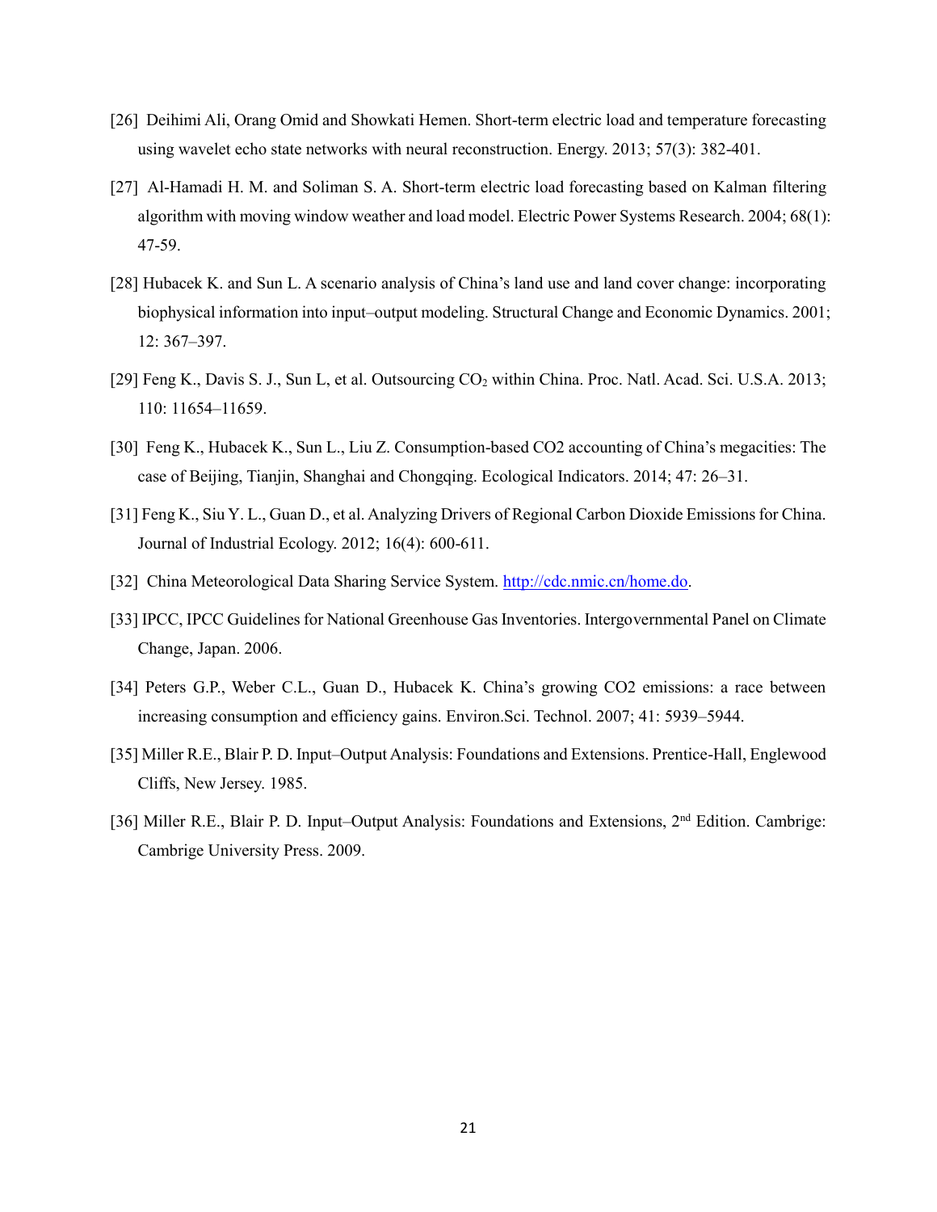[26] Deihimi Ali, Orang Omid and Showkati Hemen. Short-term electric load and temperature forecasting using wavelet echo state networks with neural reconstruction. Energy. 2013; 57(3): 382-401.

[27] Al-Hamadi H. M. and Soliman S. A. Short-term electric load forecasting based on Kalman filtering algorithm with moving window weather and load model. Electric Power Systems Research. 2004; 68(1): 47-59.

[28] Hubacek K. and Sun L. A scenario analysis of China's land use and land cover change: incorporating biophysical information into input–output modeling. Structural Change and Economic Dynamics. 2001; 12: 367–397.

[29] Feng K., Davis S. J., Sun L, et al. Outsourcing $CO_2$ within China. Proc. Natl. Acad. Sci. U.S.A. 2013; 110: 11654–11659.

[30] Feng K., Hubacek K., Sun L., Liu Z. Consumption-based CO2 accounting of China's megacities: The case of Beijing, Tianjin, Shanghai and Chongqing. Ecological Indicators. 2014; 47: 26–31.

[31] Feng K., Siu Y. L., Guan D., et al. Analyzing Drivers of Regional Carbon Dioxide Emissions for China. Journal of Industrial Ecology. 2012; 16(4): 600-611.

[32] China Meteorological Data Sharing Service System. http://cdc.nmic.cn/home.do.

[33] IPCC, IPCC Guidelines for National Greenhouse Gas Inventories. Intergovernmental Panel on Climate Change, Japan. 2006.

[34] Peters G.P., Weber C.L., Guan D., Hubacek K. China's growing CO2 emissions: a race between increasing consumption and efficiency gains. Environ.Sci. Technol. 2007; 41: 5939–5944.

[35] Miller R.E., Blair P. D. Input–Output Analysis: Foundations and Extensions. Prentice-Hall, Englewood Cliffs, New Jersey. 1985.

[36] Miller R.E., Blair P. D. Input–Output Analysis: Foundations and Extensions, 2nd Edition. Cambrige: Cambrige University Press. 2009.